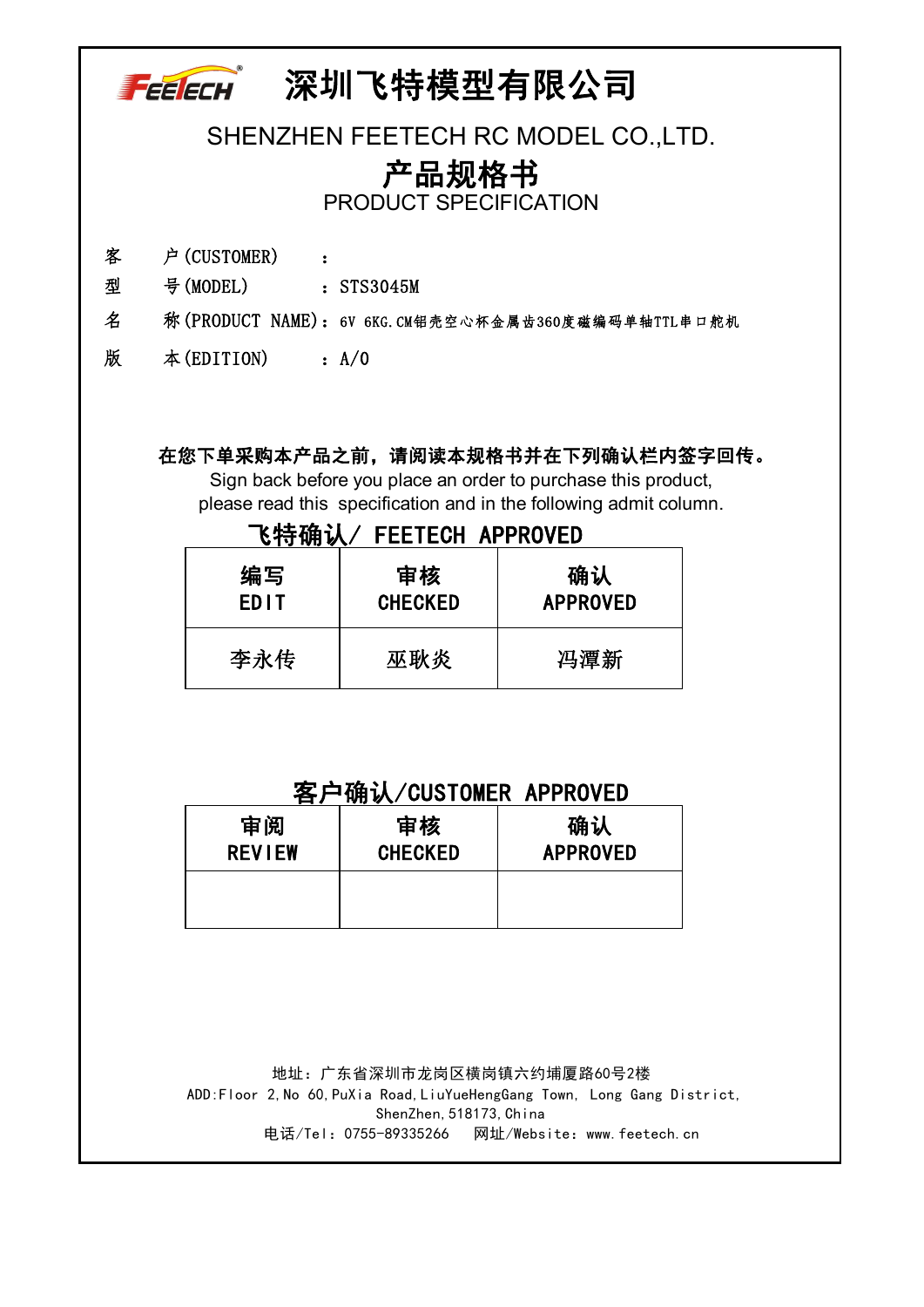# 深圳飞特模型有限公司

SHENZHEN FEETECH RC MODEL CO.,LTD.

## 产品规格书

PRODUCT SPECIFICATION

客　　户(CUSTOMER)　　：

型　　号(MODEL)　　　：STS3045M

名　　称(PRODUCT NAME)：6V 6KG.CM铝壳空心杯金属齿360度磁编码单轴TTL串口舵机

版　　本(EDITION)　　：A/0

**在您下单采购本产品之前，请阅读本规格书并在下列确认栏内签字回传。**

Sign back before you place an order to purchase this product, please read this specification and in the following admit column.

**飞特确认/ FEETECH APPROVED**

| 编写<br>EDIT | 审核<br>CHECKED | 确认<br>APPROVED |
|---|---|---|
| 李永传 | 巫耿炎 | 冯潭新 |

**客户确认/CUSTOMER APPROVED**

| 审阅<br>REVIEW | 审核<br>CHECKED | 确认<br>APPROVED |
|---|---|---|
| | | |

地址：广东省深圳市龙岗区横岗镇六约埔厦路60号2楼

ADD:Floor 2,No 60,PuXia Road,LiuYueHengGang Town, Long Gang District, ShenZhen,518173,China

电话/Tel：0755-89335266　　网址/Website：www.feetech.cn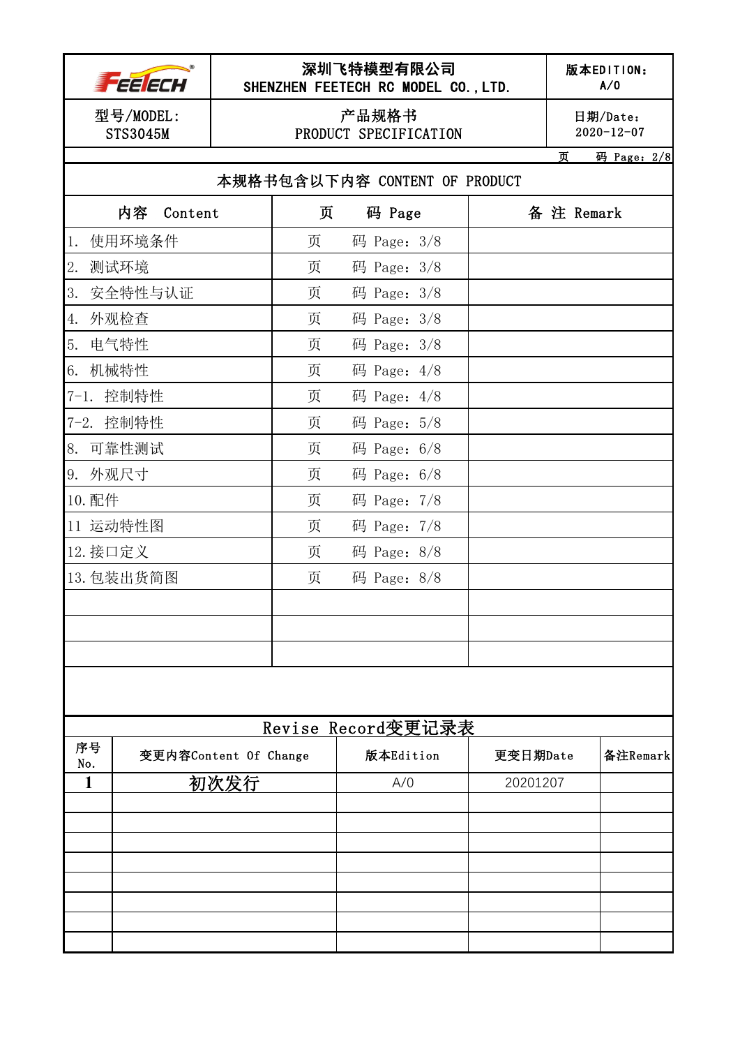| FEETECH | 深圳飞特模型有限公司<br>SHENZHEN FEETECH RC MODEL CO.,LTD. | 版本EDITION：<br>A/0 |
|---|---|---|
| 型号/MODEL:<br>STS3045M | 产品规格书<br>PRODUCT SPECIFICATION | 日期/Date：<br>2020-12-07 |

## 本规格书包含以下内容 CONTENT OF PRODUCT

| 内容 Content | 页 码 Page | 备 注 Remark |
|---|---|---|
| 1. 使用环境条件 | 页 码 Page：3/8 | |
| 2. 测试环境 | 页 码 Page：3/8 | |
| 3. 安全特性与认证 | 页 码 Page：3/8 | |
| 4. 外观检查 | 页 码 Page：3/8 | |
| 5. 电气特性 | 页 码 Page：3/8 | |
| 6. 机械特性 | 页 码 Page：4/8 | |
| 7-1. 控制特性 | 页 码 Page：4/8 | |
| 7-2. 控制特性 | 页 码 Page：5/8 | |
| 8. 可靠性测试 | 页 码 Page：6/8 | |
| 9. 外观尺寸 | 页 码 Page：6/8 | |
| 10.配件 | 页 码 Page：7/8 | |
| 11 运动特性图 | 页 码 Page：7/8 | |
| 12.接口定义 | 页 码 Page：8/8 | |
| 13.包装出货简图 | 页 码 Page：8/8 | |
| | | |
| | | |
| | | |

## Revise Record变更记录表

| 序号 No. | 变更内容Content Of Change | 版本Edition | 更变日期Date | 备注Remark |
|---|---|---|---|---|
| 1 | 初次发行 | A/0 | 20201207 | |
| | | | | |
| | | | | |
| | | | | |
| | | | | |
| | | | | |
| | | | | |
| | | | | |
| | | | | |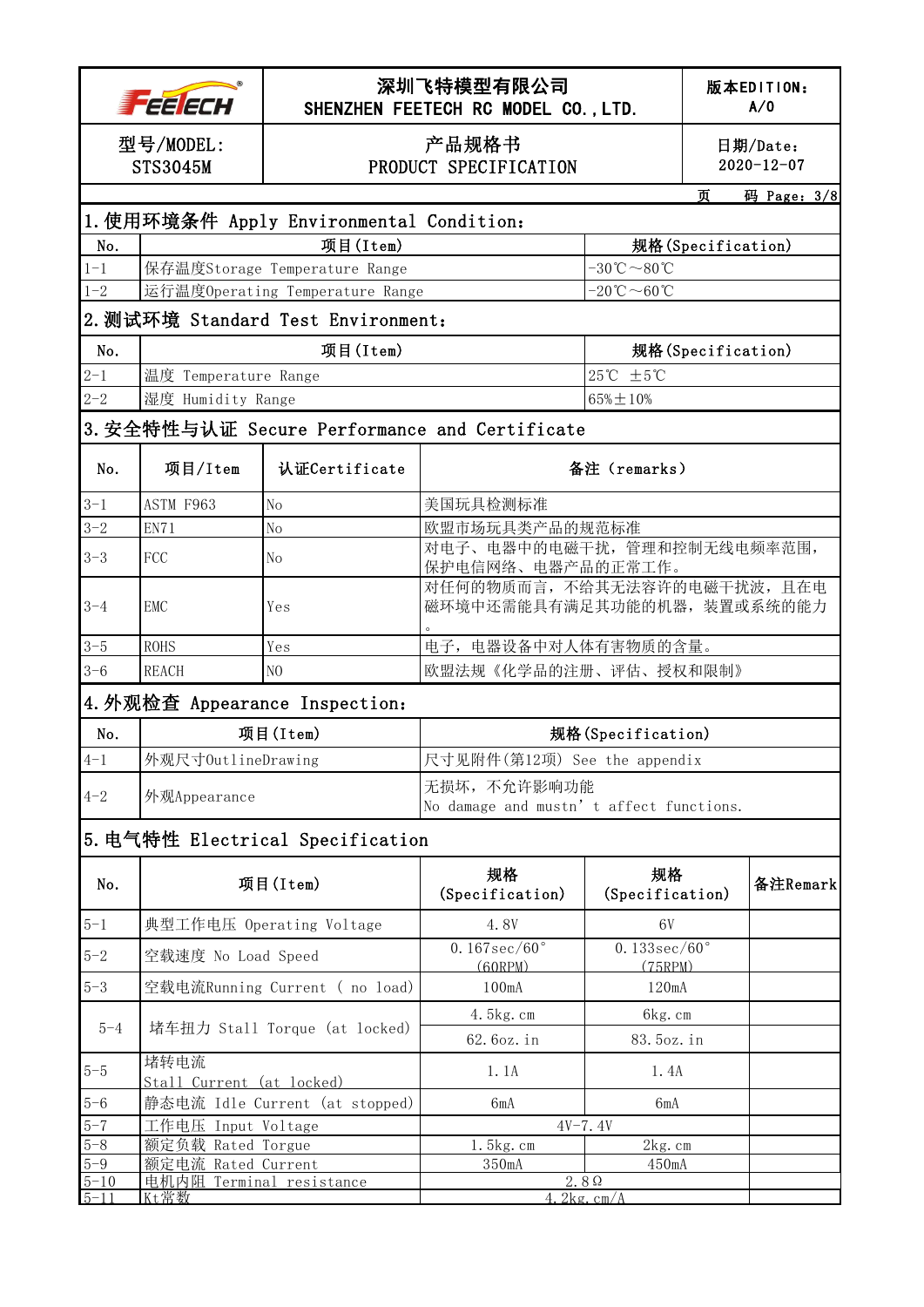| | | |
|---|---|---|
| FEETECH | 深圳飞特模型有限公司<br>SHENZHEN FEETECH RC MODEL CO.,LTD. | 版本EDITION:<br>A/0 |
| 型号/MODEL:<br>STS3045M | 产品规格书<br>PRODUCT SPECIFICATION | 日期/Date:<br>2020-12-07 |

## 1.使用环境条件 Apply Environmental Condition:

| No. | 项目(Item) | 规格(Specification) |
|---|---|---|
| 1-1 | 保存温度Storage Temperature Range | -30℃～80℃ |
| 1-2 | 运行温度Operating Temperature Range | -20℃～60℃ |

## 2.测试环境 Standard Test Environment:

| No. | 项目(Item) | 规格(Specification) |
|---|---|---|
| 2-1 | 温度 Temperature Range | 25℃ ±5℃ |
| 2-2 | 湿度 Humidity Range | 65%±10% |

## 3.安全特性与认证 Secure Performance and Certificate

| No. | 项目/Item | 认证Certificate | 备注（remarks） |
|---|---|---|---|
| 3-1 | ASTM F963 | No | 美国玩具检测标准 |
| 3-2 | EN71 | No | 欧盟市场玩具类产品的规范标准 |
| 3-3 | FCC | No | 对电子、电器中的电磁干扰，管理和控制无线电频率范围，保护电信网络、电器产品的正常工作。 |
| 3-4 | EMC | Yes | 对任何的物质而言，不给其无法容许的电磁干扰波，且在电磁环境中还需能具有满足其功能的机器，装置或系统的能力。 |
| 3-5 | ROHS | Yes | 电子，电器设备中对人体有害物质的含量。 |
| 3-6 | REACH | NO | 欧盟法规《化学品的注册、评估、授权和限制》 |

## 4.外观检查 Appearance Inspection:

| No. | 项目(Item) | 规格(Specification) |
|---|---|---|
| 4-1 | 外观尺寸OutlineDrawing | 尺寸见附件(第12项) See the appendix |
| 4-2 | 外观Appearance | 无损坏，不允许影响功能<br>No damage and mustn't affect functions. |

## 5.电气特性 Electrical Specification

| No. | 项目(Item) | 规格(Specification) | 规格(Specification) | 备注Remark |
|---|---|---|---|---|
| 5-1 | 典型工作电压 Operating Voltage | 4.8V | 6V | |
| 5-2 | 空载速度 No Load Speed | 0.167sec/60°(60RPM) | 0.133sec/60°(75RPM) | |
| 5-3 | 空载电流Running Current ( no load) | 100mA | 120mA | |
| 5-4 | 堵车扭力 Stall Torque (at locked) | 4.5kg.cm | 6kg.cm | |
| | | 62.6oz.in | 83.5oz.in | |
| 5-5 | 堵转电流<br>Stall Current (at locked) | 1.1A | 1.4A | |
| 5-6 | 静态电流 Idle Current (at stopped) | 6mA | 6mA | |
| 5-7 | 工作电压 Input Voltage | 4V-7.4V | | |
| 5-8 | 额定负载 Rated Torgue | 1.5kg.cm | 2kg.cm | |
| 5-9 | 额定电流 Rated Current | 350mA | 450mA | |
| 5-10 | 电机内阻 Terminal resistance | 2.8Ω | | |
| 5-11 | Kt常数 | 4.2kg.cm/A | | |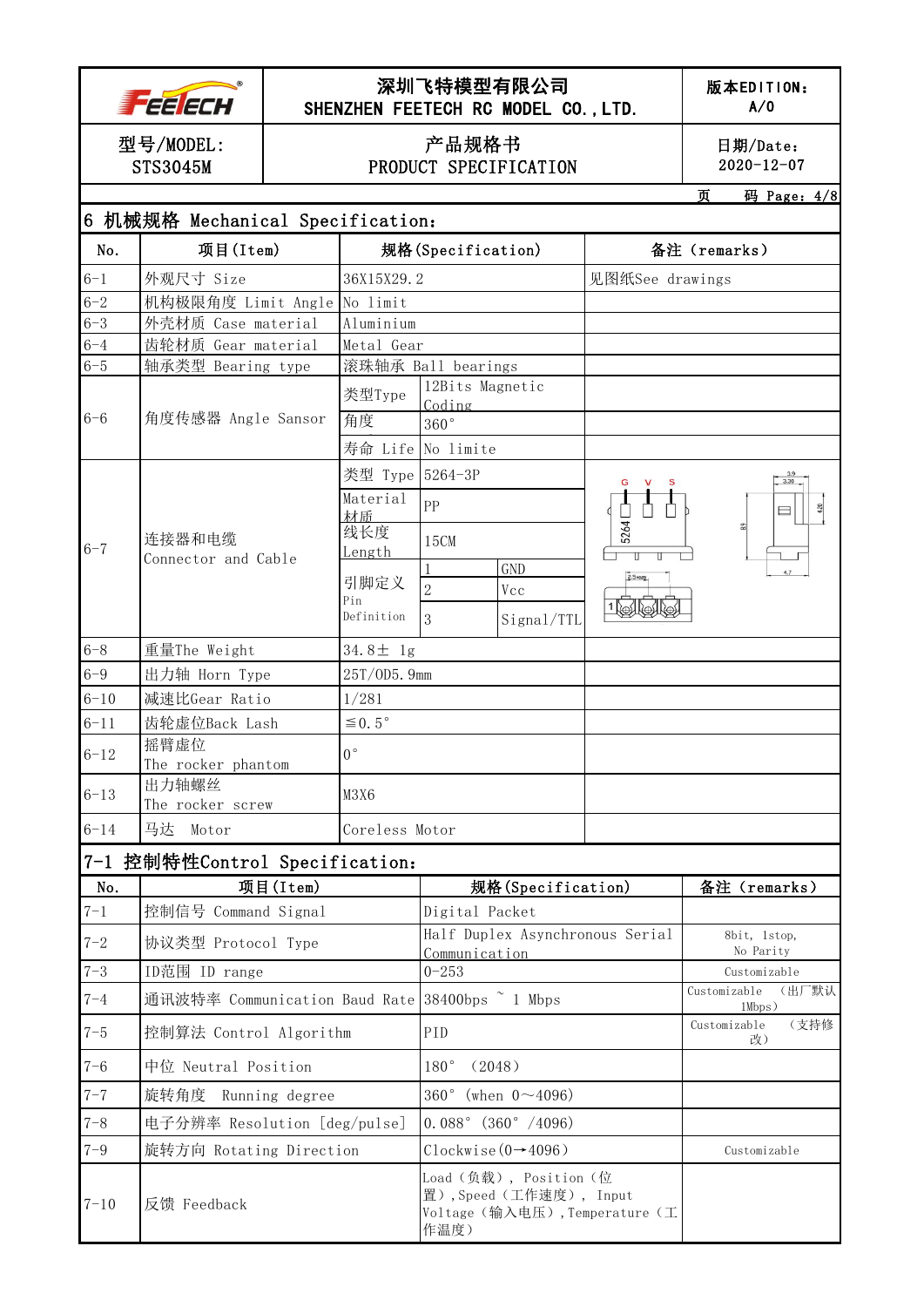| 深圳飞特模型有限公司 SHENZHEN FEETECH RC MODEL CO.,LTD. | 版本EDITION: A/0 |
|---|---|
| 型号/MODEL: STS3045M | 产品规格书 PRODUCT SPECIFICATION | 日期/Date: 2020-12-07 |

## 6 机械规格 Mechanical Specification:

| No. | 项目(Item) | 规格(Specification) | | | 备注 (remarks) |
|---|---|---|---|---|---|
| 6-1 | 外观尺寸 Size | 36X15X29.2 | | | 见图纸See drawings |
| 6-2 | 机构极限角度 Limit Angle | No limit | | | |
| 6-3 | 外壳材质 Case material | Aluminium | | | |
| 6-4 | 齿轮材质 Gear material | Metal Gear | | | |
| 6-5 | 轴承类型 Bearing type | 滚珠轴承 Ball bearings | | | |
| 6-6 | 角度传感器 Angle Sansor | 类型Type | 12Bits Magnetic Coding | | |
| | | 角度 | 360° | | |
| | | 寿命 Life | No limite | | |
| 6-7 | 连接器和电缆 Connector and Cable | 类型 Type | 5264-3P | | |
| | | Material 材质 | PP | | |
| | | 线长度 Length | 15CM | | |
| | | 引脚定义 Pin Definition | 1 | GND | |
| | | | 2 | Vcc | |
| | | | 3 | Signal/TTL | |
| 6-8 | 重量The Weight | 34.8± 1g | | | |
| 6-9 | 出力轴 Horn Type | 25T/OD5.9mm | | | |
| 6-10 | 减速比Gear Ratio | 1/281 | | | |
| 6-11 | 齿轮虚位Back Lash | ≦0.5° | | | |
| 6-12 | 摇臂虚位 The rocker phantom | 0° | | | |
| 6-13 | 出力轴螺丝 The rocker screw | M3X6 | | | |
| 6-14 | 马达 Motor | Coreless Motor | | | |

## 7-1 控制特性Control Specification:

| No. | 项目(Item) | 规格(Specification) | 备注 (remarks) |
|---|---|---|---|
| 7-1 | 控制信号 Command Signal | Digital Packet | |
| 7-2 | 协议类型 Protocol Type | Half Duplex Asynchronous Serial Communication | 8bit, 1stop, No Parity |
| 7-3 | ID范围 ID range | 0-253 | Customizable |
| 7-4 | 通讯波特率 Communication Baud Rate | 38400bps ~ 1 Mbps | Customizable (出厂默认1Mbps) |
| 7-5 | 控制算法 Control Algorithm | PID | Customizable (支持修改) |
| 7-6 | 中位 Neutral Position | 180° (2048) | |
| 7-7 | 旋转角度 Running degree | 360° (when 0~4096) | |
| 7-8 | 电子分辨率 Resolution [deg/pulse] | 0.088° (360°/4096) | |
| 7-9 | 旋转方向 Rotating Direction | Clockwise(0→4096) | Customizable |
| 7-10 | 反馈 Feedback | Load (负载), Position (位置), Speed (工作速度), Input Voltage (输入电压), Temperature (工作温度) | |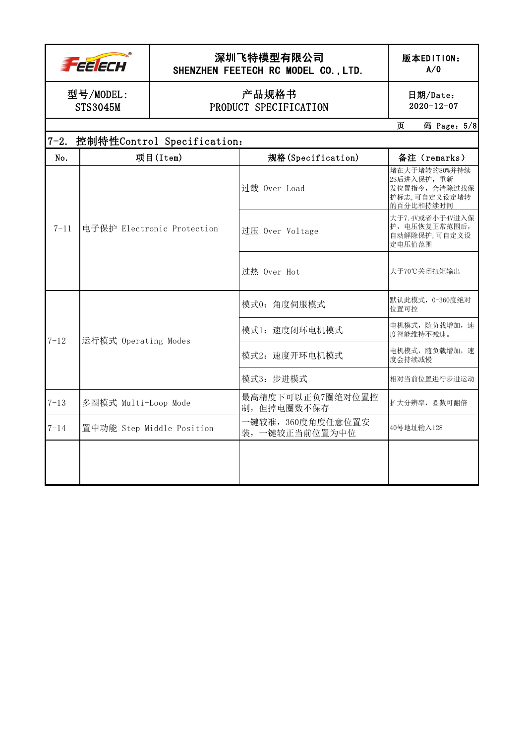| 深圳飞特模型有限公司 SHENZHEN FEETECH RC MODEL CO.,LTD. | | 版本EDITION: A/0 |
|---|---|---|
| 型号/MODEL: STS3045M | 产品规格书 PRODUCT SPECIFICATION | 日期/Date: 2020-12-07 |

## 7-2. 控制特性Control Specification:

| No. | 项目(Item) | 规格(Specification) | 备注（remarks） |
|---|---|---|---|
| 7-11 | 电子保护 Electronic Protection | 过载 Over Load | 堵在大于堵转的80%并持续2S后进入保护，重新发位置指令，会清除过载保护标志,可自定义设定堵转的百分比和持续时间 |
| | | 过压 Over Voltage | 大于7.4V或者小于4V进入保护，电压恢复正常范围后，自动解除保护,可自定义设定电压值范围 |
| | | 过热 Over Hot | 大于70℃关闭扭矩输出 |
| 7-12 | 运行模式 Operating Modes | 模式0：角度伺服模式 | 默认此模式，0-360度绝对位置可控 |
| | | 模式1：速度闭环电机模式 | 电机模式，随负载增加，速度智能维持不减速。 |
| | | 模式2：速度开环电机模式 | 电机模式，随负载增加，速度会持续减慢 |
| | | 模式3：步进模式 | 相对当前位置进行步进运动 |
| 7-13 | 多圈模式 Multi-Loop Mode | 最高精度下可以正负7圈绝对位置控制，但掉电圈数不保存 | 扩大分辨率，圈数可翻倍 |
| 7-14 | 置中功能 Step Middle Position | 一键较准，360度角度任意位置安装，一键较正当前位置为中位 | 40号地址输入128 |
| | | | |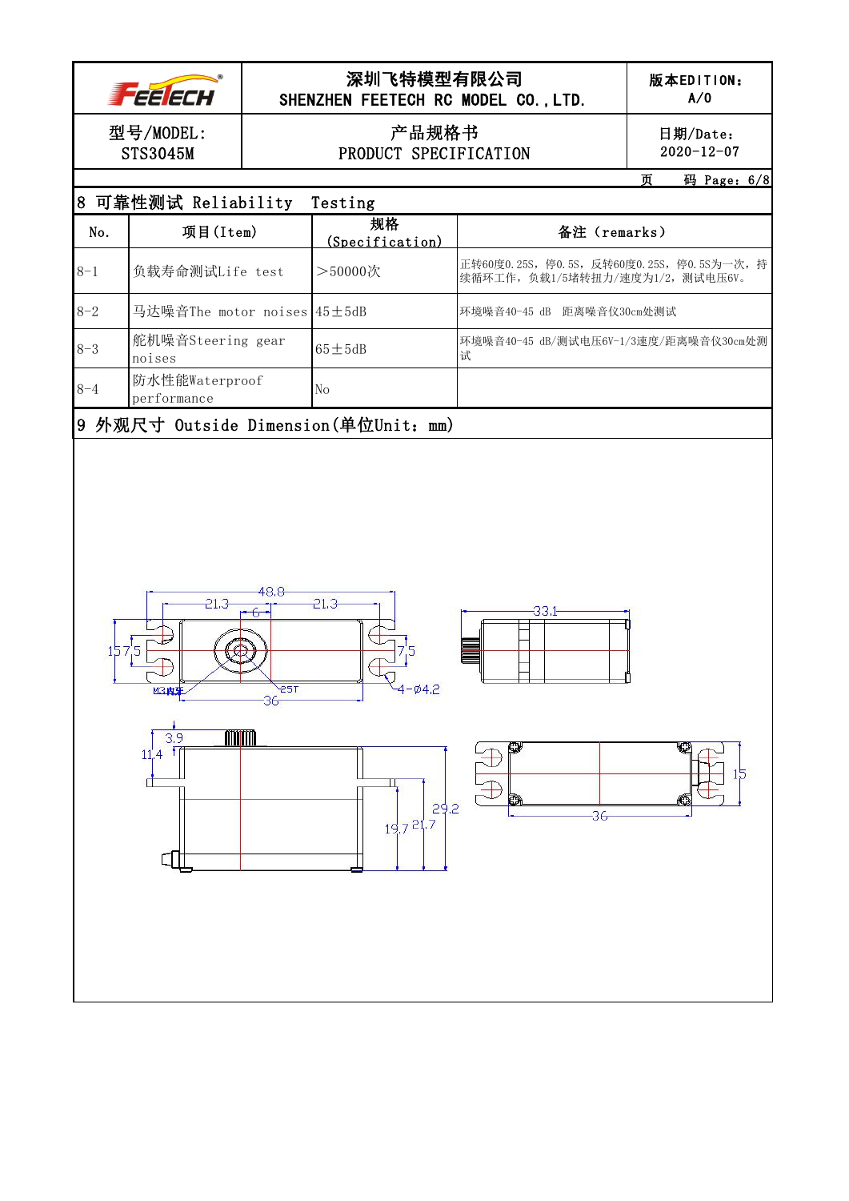| 深圳飞特模型有限公司<br>SHENZHEN FEETECH RC MODEL CO.,LTD. | 版本EDITION:<br>A/0 |
|---|---|
| 型号/MODEL:<br>STS3045M | 产品规格书<br>PRODUCT SPECIFICATION | 日期/Date:<br>2020-12-07 |

## 8 可靠性测试 Reliability Testing

| No. | 项目(Item) | 规格<br>(Specification) | 备注 (remarks) |
|---|---|---|---|
| 8-1 | 负载寿命测试Life test | >50000次 | 正转60度0.25S,停0.5S,反转60度0.25S,停0.5S为一次,持续循环工作,负载1/5堵转扭力/速度为1/2,测试电压6V。 |
| 8-2 | 马达噪音The motor noises | 45±5dB | 环境噪音40-45 dB 距离噪音仪30cm处测试 |
| 8-3 | 舵机噪音Steering gear noises | 65±5dB | 环境噪音40-45 dB/测试电压6V-1/3速度/距离噪音仪30cm处测试 |
| 8-4 | 防水性能Waterproof performance | No | |

## 9 外观尺寸 Outside Dimension(单位Unit:mm)

48.8
21.3
6
21.3
15
7.5
7.5
M3内牙
25T
36
4-ø4.2
33.1
3.9
11.4
29.2
19.7
21.7
15
36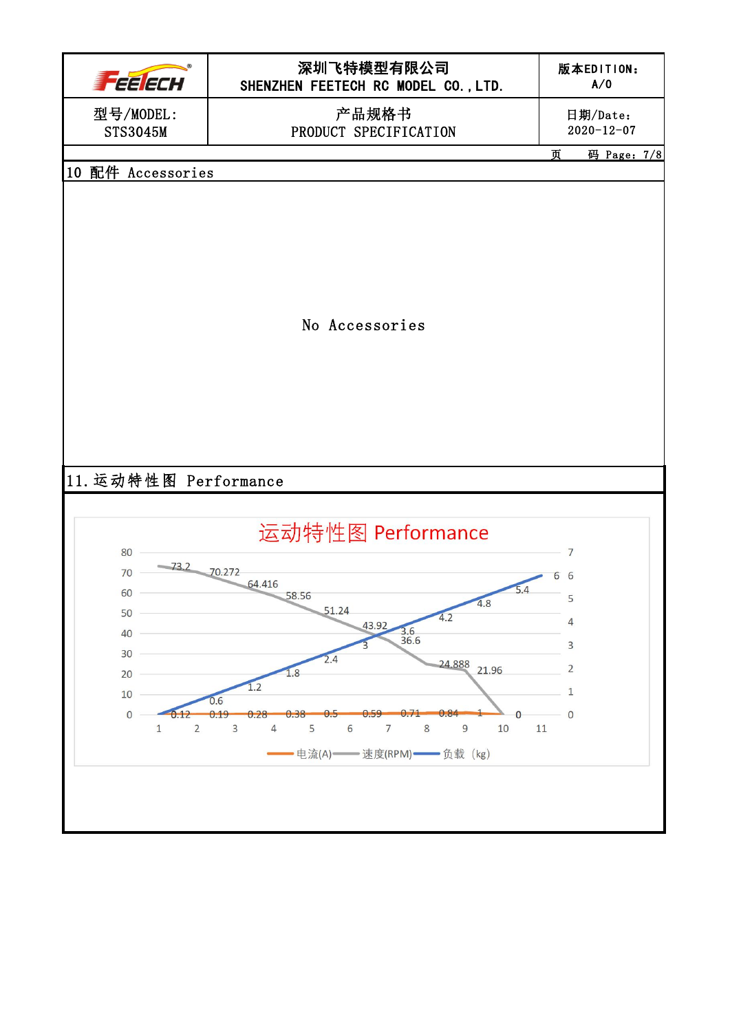| | | |
|---|---|---|
| FEETECH | 深圳飞特模型有限公司<br>SHENZHEN FEETECH RC MODEL CO.,LTD. | 版本EDITION:<br>A/0 |
| 型号/MODEL:<br>STS3045M | 产品规格书<br>PRODUCT SPECIFICATION | 日期/Date:<br>2020-12-07 |

## 10 配件 Accessories

No Accessories

## 11.运动特性图 Performance

运动特性图 Performance

80
70
60
50
40
30
20
10
0

7
6
5
4
3
2
1
0

1 2 3 4 5 6 7 8 9 10 11

73.2
70.272
64.416
58.56
51.24
43.92
36.6
24.888
21.96
0

0.6
1.2
1.8
2.4
3
3.6
4.2
4.8
5.4
6

0.12
0.19
0.28
0.38
0.5
0.59
0.71
0.84
1

电流(A)
速度(RPM)
负载（kg）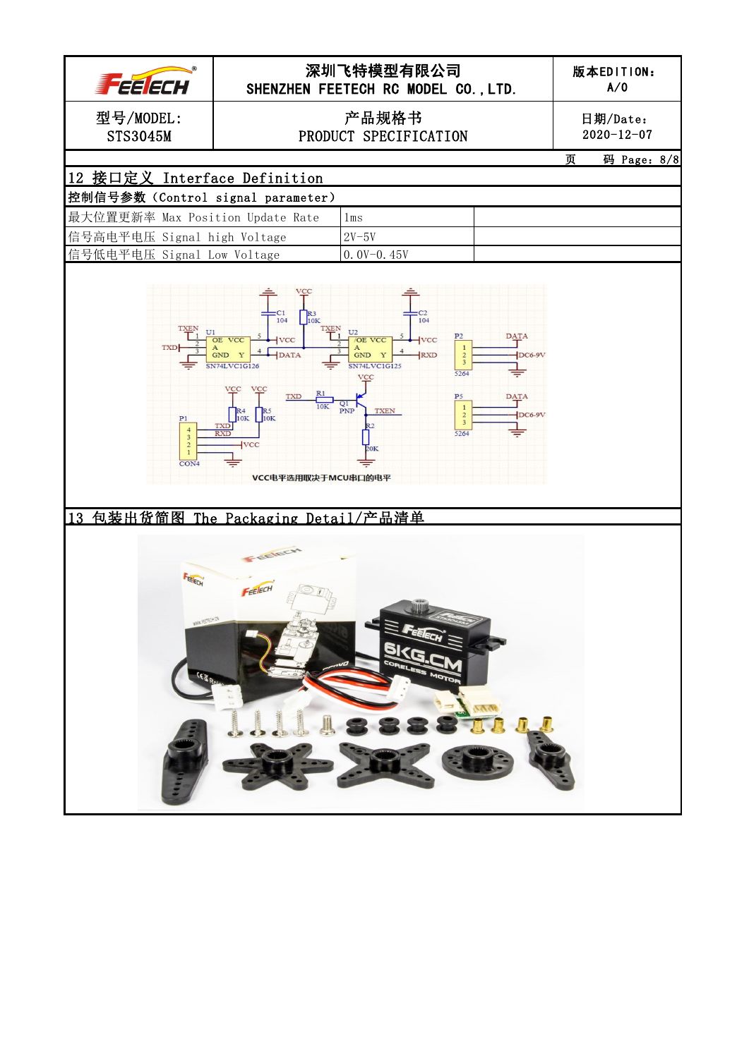## 12 接口定义 Interface Definition

**控制信号参数（Control signal parameter）**

| | | |
|---|---|---|
| 最大位置更新率 Max Position Update Rate | 1ms | |
| 信号高电平电压 Signal high Voltage | 2V-5V | |
| 信号低电平电压 Signal Low Voltage | 0.0V-0.45V | |

VCC电平选用取决于MCU串口的电平

## 13 包装出货简图 The Packaging Detail/产品清单